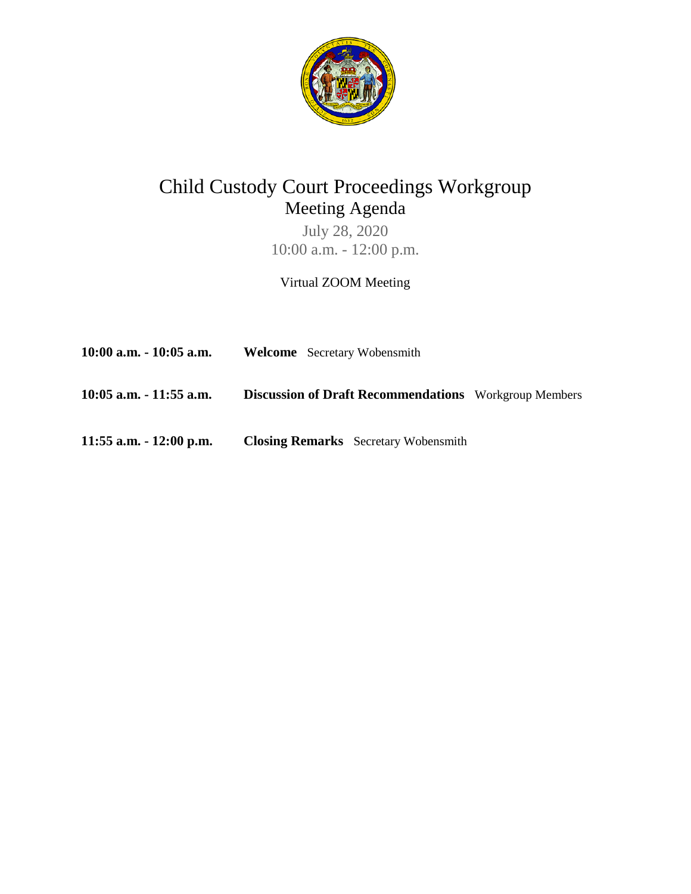# Child Custody Court Proceedings Workgroup

## Meeting Agenda

July 28, 2020

10:00 a.m. - 12:00 p.m.

Virtual ZOOM Meeting

**10:00 a.m. - 10:05 a.m.** **Welcome** Secretary Wobensmith

**10:05 a.m. - 11:55 a.m.** **Discussion of Draft Recommendations** Workgroup Members

**11:55 a.m. - 12:00 p.m.** **Closing Remarks** Secretary Wobensmith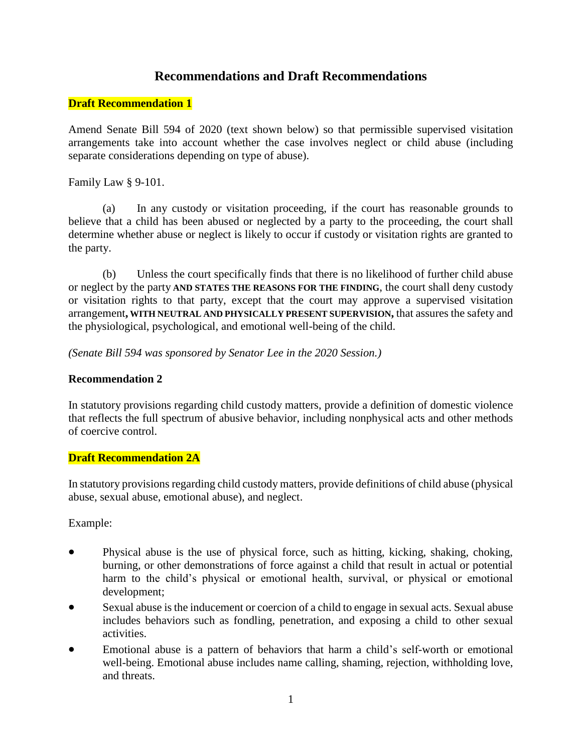## Recommendations and Draft Recommendations

**Draft Recommendation 1**

Amend Senate Bill 594 of 2020 (text shown below) so that permissible supervised visitation arrangements take into account whether the case involves neglect or child abuse (including separate considerations depending on type of abuse).

Family Law § 9-101.

(a) In any custody or visitation proceeding, if the court has reasonable grounds to believe that a child has been abused or neglected by a party to the proceeding, the court shall determine whether abuse or neglect is likely to occur if custody or visitation rights are granted to the party.

(b) Unless the court specifically finds that there is no likelihood of further child abuse or neglect by the party **AND STATES THE REASONS FOR THE FINDING**, the court shall deny custody or visitation rights to that party, except that the court may approve a supervised visitation arrangement**, WITH NEUTRAL AND PHYSICALLY PRESENT SUPERVISION,** that assures the safety and the physiological, psychological, and emotional well-being of the child.

*(Senate Bill 594 was sponsored by Senator Lee in the 2020 Session.)*

**Recommendation 2**

In statutory provisions regarding child custody matters, provide a definition of domestic violence that reflects the full spectrum of abusive behavior, including nonphysical acts and other methods of coercive control.

**Draft Recommendation 2A**

In statutory provisions regarding child custody matters, provide definitions of child abuse (physical abuse, sexual abuse, emotional abuse), and neglect.

Example:

- Physical abuse is the use of physical force, such as hitting, kicking, shaking, choking, burning, or other demonstrations of force against a child that result in actual or potential harm to the child's physical or emotional health, survival, or physical or emotional development;
- Sexual abuse is the inducement or coercion of a child to engage in sexual acts. Sexual abuse includes behaviors such as fondling, penetration, and exposing a child to other sexual activities.
- Emotional abuse is a pattern of behaviors that harm a child's self-worth or emotional well-being. Emotional abuse includes name calling, shaming, rejection, withholding love, and threats.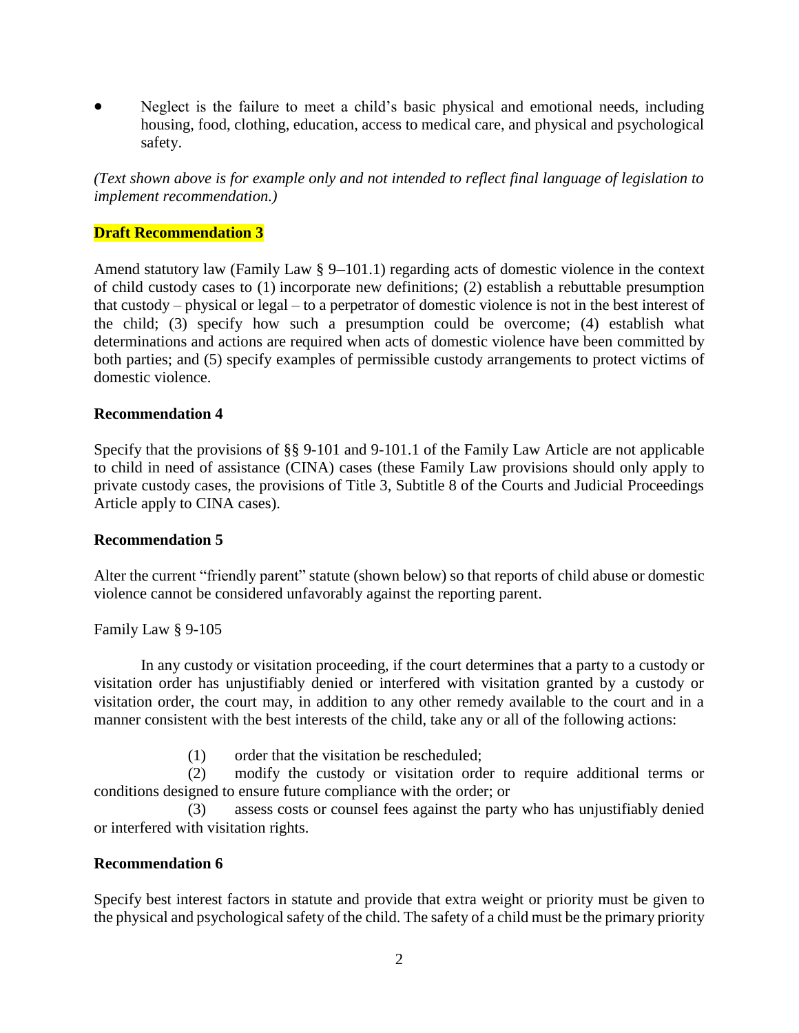- Neglect is the failure to meet a child's basic physical and emotional needs, including housing, food, clothing, education, access to medical care, and physical and psychological safety.

*(Text shown above is for example only and not intended to reflect final language of legislation to implement recommendation.)*

**Draft Recommendation 3**

Amend statutory law (Family Law § 9–101.1) regarding acts of domestic violence in the context of child custody cases to (1) incorporate new definitions; (2) establish a rebuttable presumption that custody – physical or legal – to a perpetrator of domestic violence is not in the best interest of the child; (3) specify how such a presumption could be overcome; (4) establish what determinations and actions are required when acts of domestic violence have been committed by both parties; and (5) specify examples of permissible custody arrangements to protect victims of domestic violence.

**Recommendation 4**

Specify that the provisions of §§ 9-101 and 9-101.1 of the Family Law Article are not applicable to child in need of assistance (CINA) cases (these Family Law provisions should only apply to private custody cases, the provisions of Title 3, Subtitle 8 of the Courts and Judicial Proceedings Article apply to CINA cases).

**Recommendation 5**

Alter the current "friendly parent" statute (shown below) so that reports of child abuse or domestic violence cannot be considered unfavorably against the reporting parent.

Family Law § 9-105

In any custody or visitation proceeding, if the court determines that a party to a custody or visitation order has unjustifiably denied or interfered with visitation granted by a custody or visitation order, the court may, in addition to any other remedy available to the court and in a manner consistent with the best interests of the child, take any or all of the following actions:

(1) order that the visitation be rescheduled;

(2) modify the custody or visitation order to require additional terms or conditions designed to ensure future compliance with the order; or

(3) assess costs or counsel fees against the party who has unjustifiably denied or interfered with visitation rights.

**Recommendation 6**

Specify best interest factors in statute and provide that extra weight or priority must be given to the physical and psychological safety of the child. The safety of a child must be the primary priority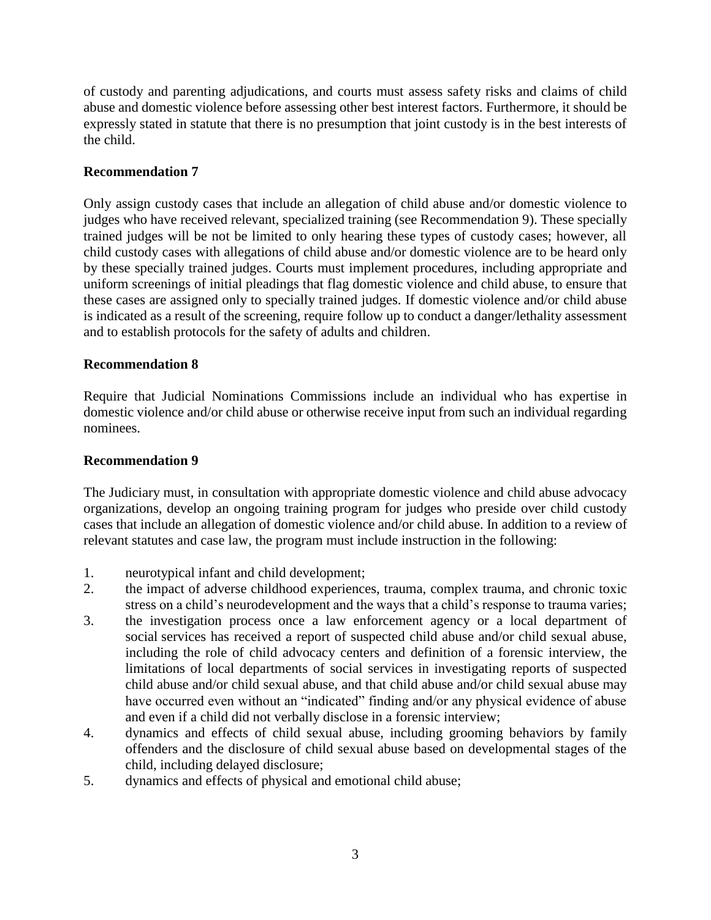of custody and parenting adjudications, and courts must assess safety risks and claims of child abuse and domestic violence before assessing other best interest factors. Furthermore, it should be expressly stated in statute that there is no presumption that joint custody is in the best interests of the child.

**Recommendation 7**

Only assign custody cases that include an allegation of child abuse and/or domestic violence to judges who have received relevant, specialized training (see Recommendation 9). These specially trained judges will be not be limited to only hearing these types of custody cases; however, all child custody cases with allegations of child abuse and/or domestic violence are to be heard only by these specially trained judges. Courts must implement procedures, including appropriate and uniform screenings of initial pleadings that flag domestic violence and child abuse, to ensure that these cases are assigned only to specially trained judges. If domestic violence and/or child abuse is indicated as a result of the screening, require follow up to conduct a danger/lethality assessment and to establish protocols for the safety of adults and children.

**Recommendation 8**

Require that Judicial Nominations Commissions include an individual who has expertise in domestic violence and/or child abuse or otherwise receive input from such an individual regarding nominees.

**Recommendation 9**

The Judiciary must, in consultation with appropriate domestic violence and child abuse advocacy organizations, develop an ongoing training program for judges who preside over child custody cases that include an allegation of domestic violence and/or child abuse. In addition to a review of relevant statutes and case law, the program must include instruction in the following:

1. neurotypical infant and child development;
2. the impact of adverse childhood experiences, trauma, complex trauma, and chronic toxic stress on a child's neurodevelopment and the ways that a child's response to trauma varies;
3. the investigation process once a law enforcement agency or a local department of social services has received a report of suspected child abuse and/or child sexual abuse, including the role of child advocacy centers and definition of a forensic interview, the limitations of local departments of social services in investigating reports of suspected child abuse and/or child sexual abuse, and that child abuse and/or child sexual abuse may have occurred even without an "indicated" finding and/or any physical evidence of abuse and even if a child did not verbally disclose in a forensic interview;
4. dynamics and effects of child sexual abuse, including grooming behaviors by family offenders and the disclosure of child sexual abuse based on developmental stages of the child, including delayed disclosure;
5. dynamics and effects of physical and emotional child abuse;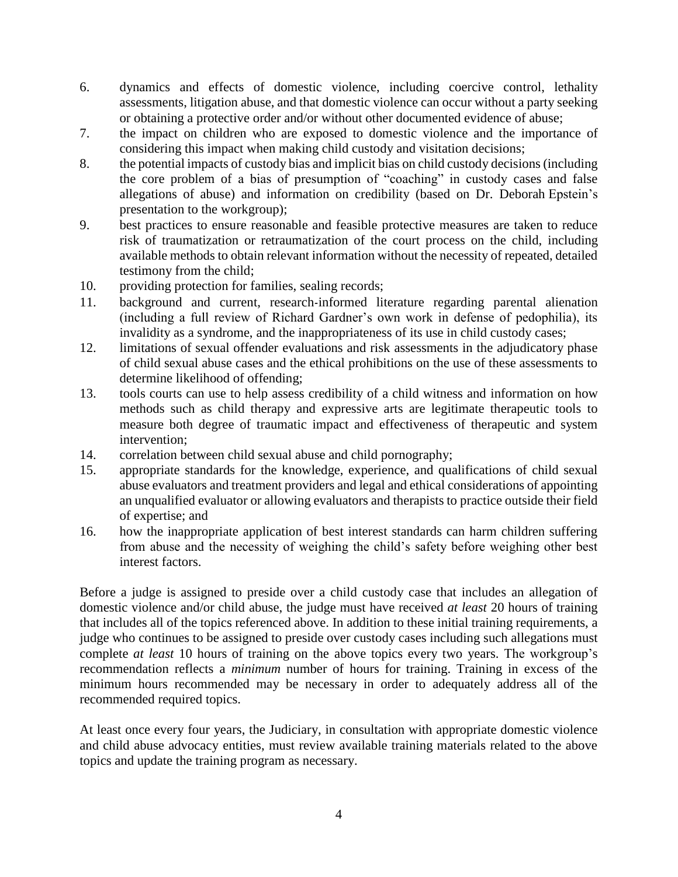6. dynamics and effects of domestic violence, including coercive control, lethality assessments, litigation abuse, and that domestic violence can occur without a party seeking or obtaining a protective order and/or without other documented evidence of abuse;
7. the impact on children who are exposed to domestic violence and the importance of considering this impact when making child custody and visitation decisions;
8. the potential impacts of custody bias and implicit bias on child custody decisions (including the core problem of a bias of presumption of "coaching" in custody cases and false allegations of abuse) and information on credibility (based on Dr. Deborah Epstein's presentation to the workgroup);
9. best practices to ensure reasonable and feasible protective measures are taken to reduce risk of traumatization or retraumatization of the court process on the child, including available methods to obtain relevant information without the necessity of repeated, detailed testimony from the child;
10. providing protection for families, sealing records;
11. background and current, research-informed literature regarding parental alienation (including a full review of Richard Gardner's own work in defense of pedophilia), its invalidity as a syndrome, and the inappropriateness of its use in child custody cases;
12. limitations of sexual offender evaluations and risk assessments in the adjudicatory phase of child sexual abuse cases and the ethical prohibitions on the use of these assessments to determine likelihood of offending;
13. tools courts can use to help assess credibility of a child witness and information on how methods such as child therapy and expressive arts are legitimate therapeutic tools to measure both degree of traumatic impact and effectiveness of therapeutic and system intervention;
14. correlation between child sexual abuse and child pornography;
15. appropriate standards for the knowledge, experience, and qualifications of child sexual abuse evaluators and treatment providers and legal and ethical considerations of appointing an unqualified evaluator or allowing evaluators and therapists to practice outside their field of expertise; and
16. how the inappropriate application of best interest standards can harm children suffering from abuse and the necessity of weighing the child's safety before weighing other best interest factors.

Before a judge is assigned to preside over a child custody case that includes an allegation of domestic violence and/or child abuse, the judge must have received *at least* 20 hours of training that includes all of the topics referenced above. In addition to these initial training requirements, a judge who continues to be assigned to preside over custody cases including such allegations must complete *at least* 10 hours of training on the above topics every two years. The workgroup's recommendation reflects a *minimum* number of hours for training. Training in excess of the minimum hours recommended may be necessary in order to adequately address all of the recommended required topics.

At least once every four years, the Judiciary, in consultation with appropriate domestic violence and child abuse advocacy entities, must review available training materials related to the above topics and update the training program as necessary.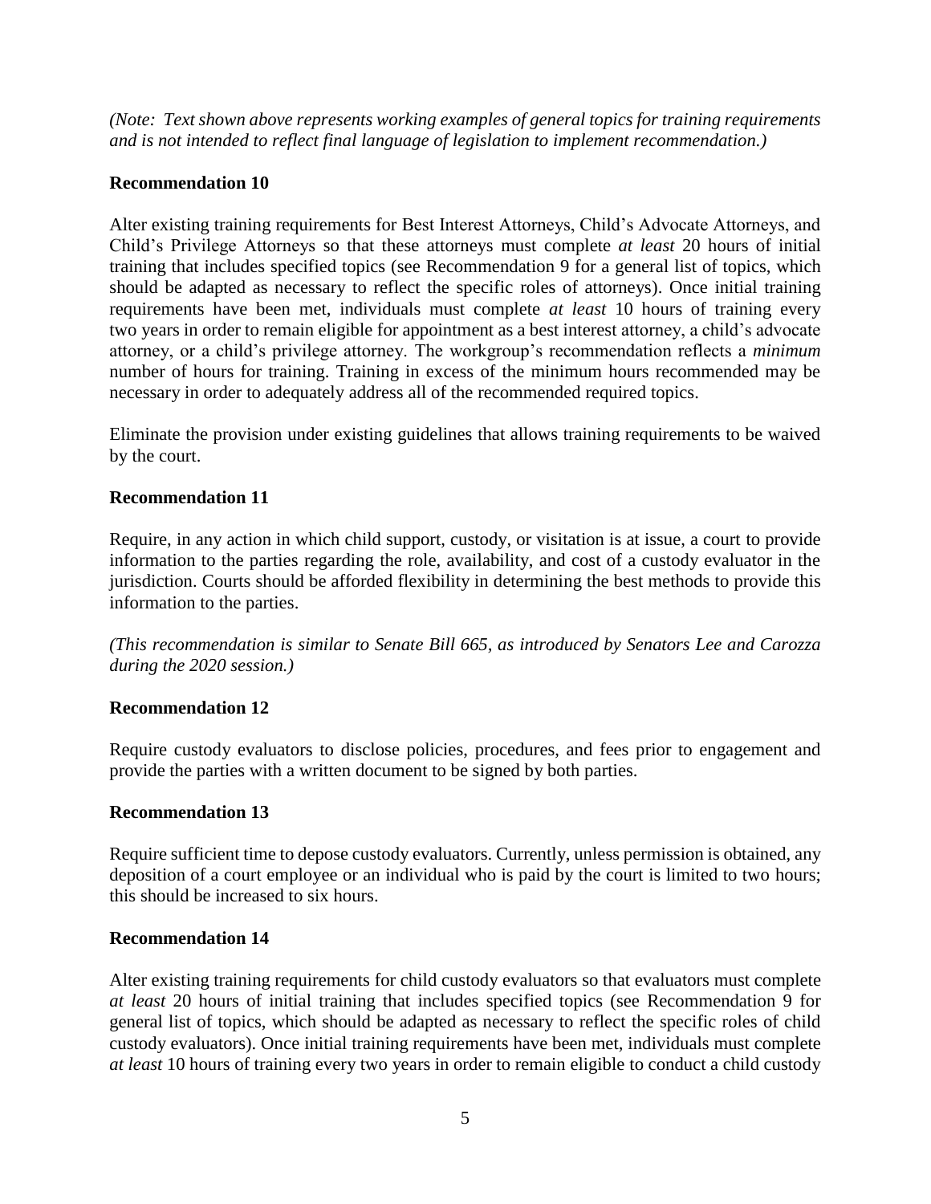*(Note: Text shown above represents working examples of general topics for training requirements and is not intended to reflect final language of legislation to implement recommendation.)*

**Recommendation 10**

Alter existing training requirements for Best Interest Attorneys, Child's Advocate Attorneys, and Child's Privilege Attorneys so that these attorneys must complete *at least* 20 hours of initial training that includes specified topics (see Recommendation 9 for a general list of topics, which should be adapted as necessary to reflect the specific roles of attorneys). Once initial training requirements have been met, individuals must complete *at least* 10 hours of training every two years in order to remain eligible for appointment as a best interest attorney, a child's advocate attorney, or a child's privilege attorney. The workgroup's recommendation reflects a *minimum* number of hours for training. Training in excess of the minimum hours recommended may be necessary in order to adequately address all of the recommended required topics.

Eliminate the provision under existing guidelines that allows training requirements to be waived by the court.

**Recommendation 11**

Require, in any action in which child support, custody, or visitation is at issue, a court to provide information to the parties regarding the role, availability, and cost of a custody evaluator in the jurisdiction. Courts should be afforded flexibility in determining the best methods to provide this information to the parties.

*(This recommendation is similar to Senate Bill 665, as introduced by Senators Lee and Carozza during the 2020 session.)*

**Recommendation 12**

Require custody evaluators to disclose policies, procedures, and fees prior to engagement and provide the parties with a written document to be signed by both parties.

**Recommendation 13**

Require sufficient time to depose custody evaluators. Currently, unless permission is obtained, any deposition of a court employee or an individual who is paid by the court is limited to two hours; this should be increased to six hours.

**Recommendation 14**

Alter existing training requirements for child custody evaluators so that evaluators must complete *at least* 20 hours of initial training that includes specified topics (see Recommendation 9 for general list of topics, which should be adapted as necessary to reflect the specific roles of child custody evaluators). Once initial training requirements have been met, individuals must complete *at least* 10 hours of training every two years in order to remain eligible to conduct a child custody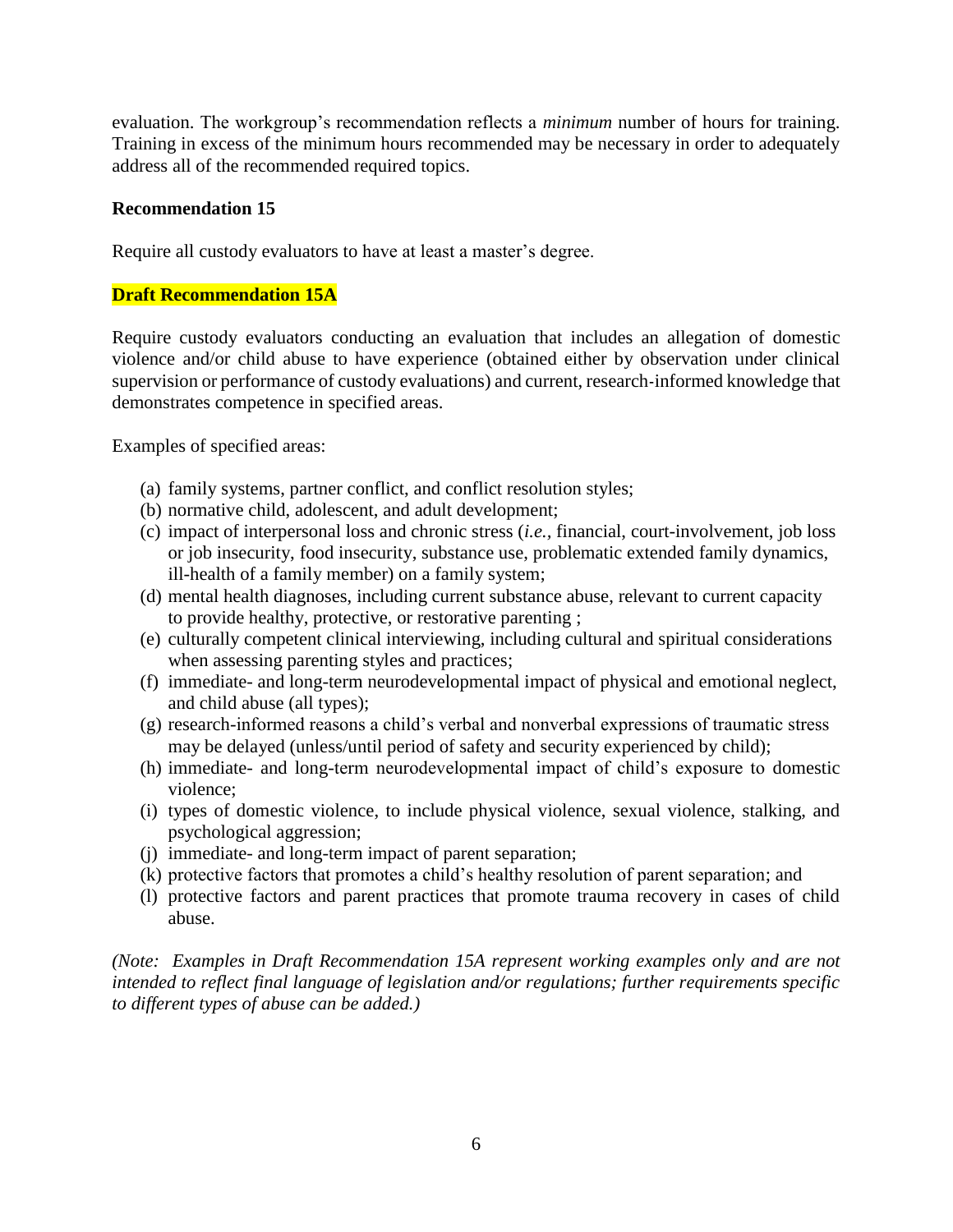evaluation. The workgroup's recommendation reflects a *minimum* number of hours for training. Training in excess of the minimum hours recommended may be necessary in order to adequately address all of the recommended required topics.

**Recommendation 15**

Require all custody evaluators to have at least a master's degree.

**Draft Recommendation 15A**

Require custody evaluators conducting an evaluation that includes an allegation of domestic violence and/or child abuse to have experience (obtained either by observation under clinical supervision or performance of custody evaluations) and current, research-informed knowledge that demonstrates competence in specified areas.

Examples of specified areas:

(a) family systems, partner conflict, and conflict resolution styles;
(b) normative child, adolescent, and adult development;
(c) impact of interpersonal loss and chronic stress (*i.e.*, financial, court-involvement, job loss or job insecurity, food insecurity, substance use, problematic extended family dynamics, ill-health of a family member) on a family system;
(d) mental health diagnoses, including current substance abuse, relevant to current capacity to provide healthy, protective, or restorative parenting ;
(e) culturally competent clinical interviewing, including cultural and spiritual considerations when assessing parenting styles and practices;
(f) immediate- and long-term neurodevelopmental impact of physical and emotional neglect, and child abuse (all types);
(g) research-informed reasons a child's verbal and nonverbal expressions of traumatic stress may be delayed (unless/until period of safety and security experienced by child);
(h) immediate- and long-term neurodevelopmental impact of child's exposure to domestic violence;
(i) types of domestic violence, to include physical violence, sexual violence, stalking, and psychological aggression;
(j) immediate- and long-term impact of parent separation;
(k) protective factors that promotes a child's healthy resolution of parent separation; and
(l) protective factors and parent practices that promote trauma recovery in cases of child abuse.

*(Note: Examples in Draft Recommendation 15A represent working examples only and are not intended to reflect final language of legislation and/or regulations; further requirements specific to different types of abuse can be added.)*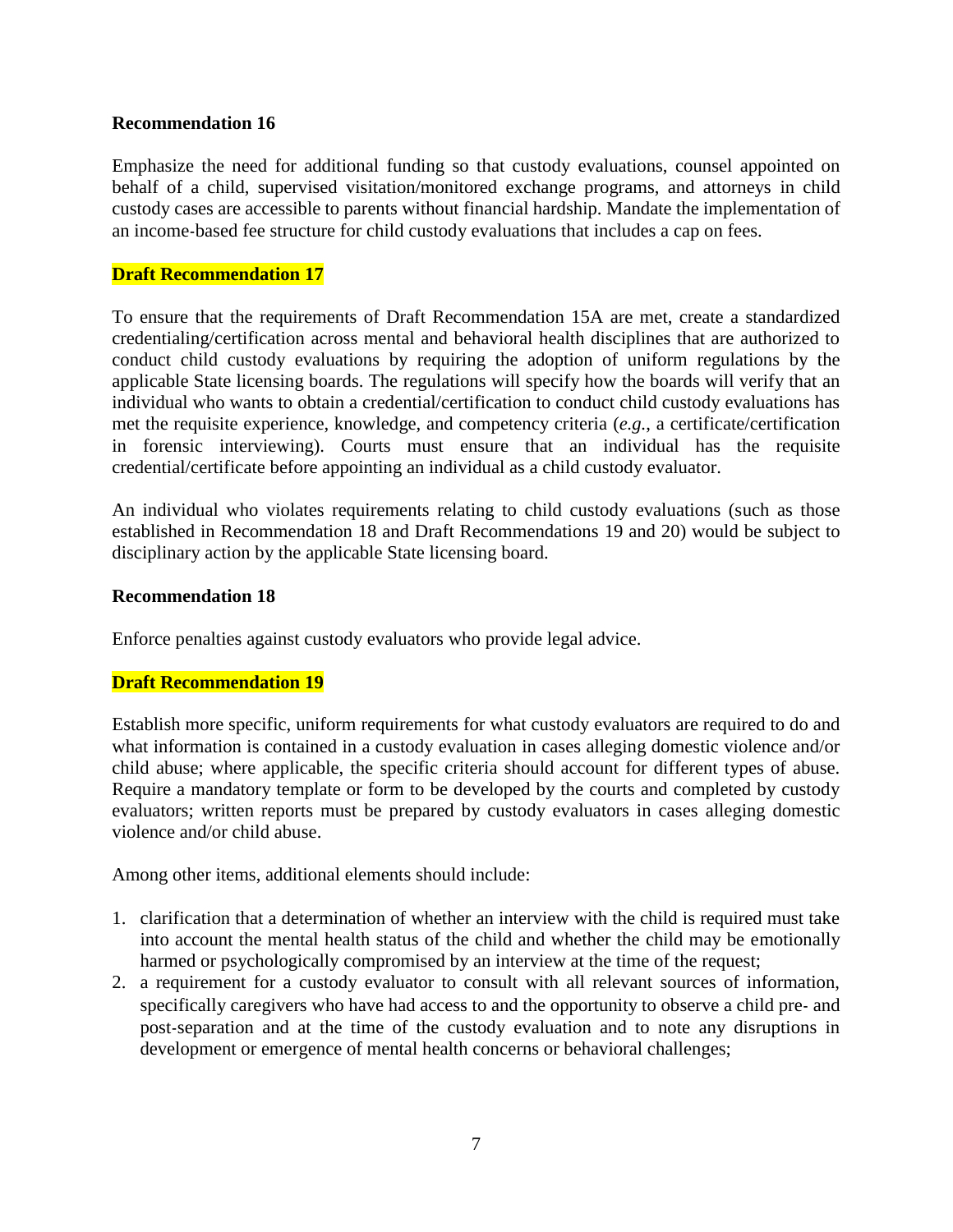**Recommendation 16**

Emphasize the need for additional funding so that custody evaluations, counsel appointed on behalf of a child, supervised visitation/monitored exchange programs, and attorneys in child custody cases are accessible to parents without financial hardship. Mandate the implementation of an income-based fee structure for child custody evaluations that includes a cap on fees.

**Draft Recommendation 17**

To ensure that the requirements of Draft Recommendation 15A are met, create a standardized credentialing/certification across mental and behavioral health disciplines that are authorized to conduct child custody evaluations by requiring the adoption of uniform regulations by the applicable State licensing boards. The regulations will specify how the boards will verify that an individual who wants to obtain a credential/certification to conduct child custody evaluations has met the requisite experience, knowledge, and competency criteria (*e.g.*, a certificate/certification in forensic interviewing). Courts must ensure that an individual has the requisite credential/certificate before appointing an individual as a child custody evaluator.

An individual who violates requirements relating to child custody evaluations (such as those established in Recommendation 18 and Draft Recommendations 19 and 20) would be subject to disciplinary action by the applicable State licensing board.

**Recommendation 18**

Enforce penalties against custody evaluators who provide legal advice.

**Draft Recommendation 19**

Establish more specific, uniform requirements for what custody evaluators are required to do and what information is contained in a custody evaluation in cases alleging domestic violence and/or child abuse; where applicable, the specific criteria should account for different types of abuse. Require a mandatory template or form to be developed by the courts and completed by custody evaluators; written reports must be prepared by custody evaluators in cases alleging domestic violence and/or child abuse.

Among other items, additional elements should include:

1. clarification that a determination of whether an interview with the child is required must take into account the mental health status of the child and whether the child may be emotionally harmed or psychologically compromised by an interview at the time of the request;
2. a requirement for a custody evaluator to consult with all relevant sources of information, specifically caregivers who have had access to and the opportunity to observe a child pre- and post-separation and at the time of the custody evaluation and to note any disruptions in development or emergence of mental health concerns or behavioral challenges;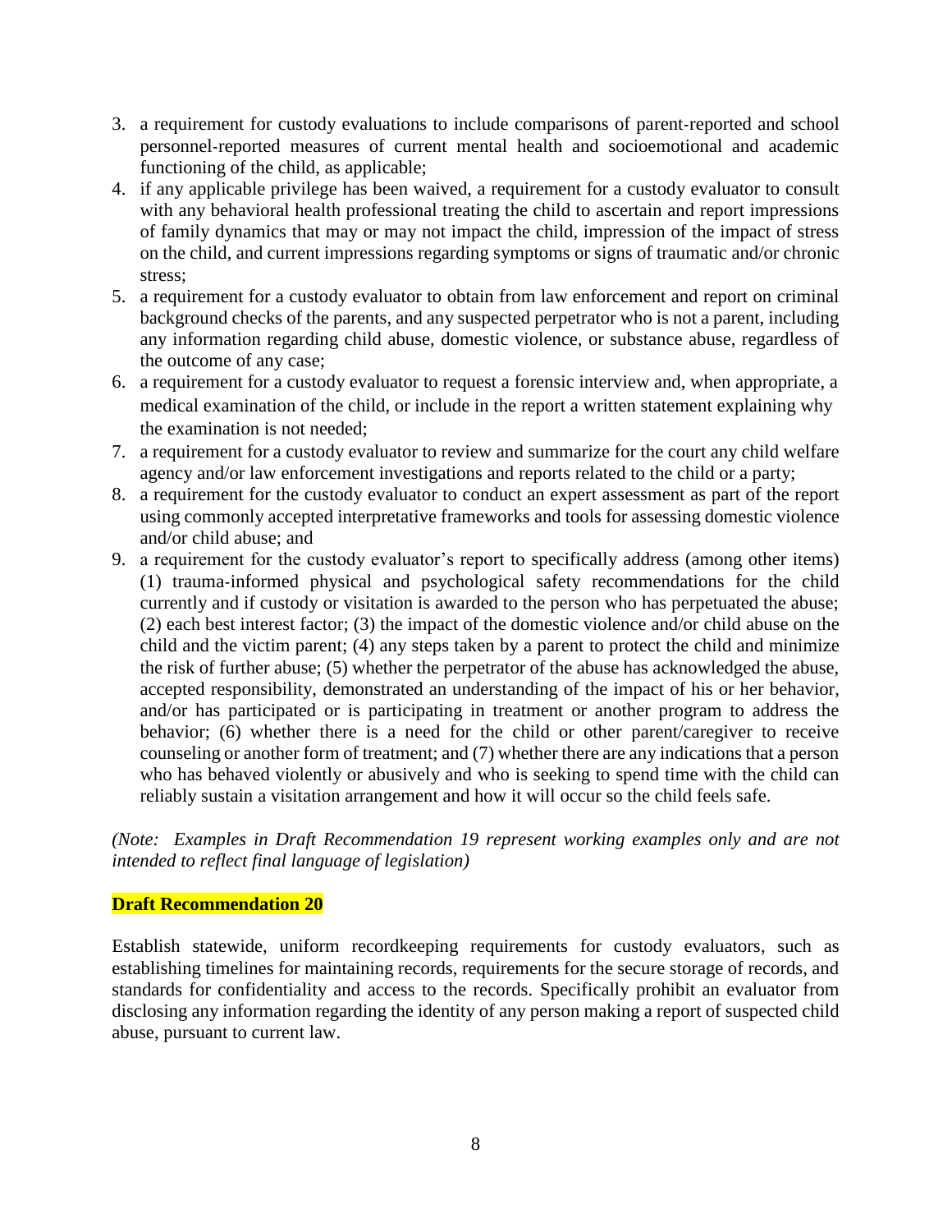3. a requirement for custody evaluations to include comparisons of parent-reported and school personnel-reported measures of current mental health and socioemotional and academic functioning of the child, as applicable;
4. if any applicable privilege has been waived, a requirement for a custody evaluator to consult with any behavioral health professional treating the child to ascertain and report impressions of family dynamics that may or may not impact the child, impression of the impact of stress on the child, and current impressions regarding symptoms or signs of traumatic and/or chronic stress;
5. a requirement for a custody evaluator to obtain from law enforcement and report on criminal background checks of the parents, and any suspected perpetrator who is not a parent, including any information regarding child abuse, domestic violence, or substance abuse, regardless of the outcome of any case;
6. a requirement for a custody evaluator to request a forensic interview and, when appropriate, a medical examination of the child, or include in the report a written statement explaining why the examination is not needed;
7. a requirement for a custody evaluator to review and summarize for the court any child welfare agency and/or law enforcement investigations and reports related to the child or a party;
8. a requirement for the custody evaluator to conduct an expert assessment as part of the report using commonly accepted interpretative frameworks and tools for assessing domestic violence and/or child abuse; and
9. a requirement for the custody evaluator's report to specifically address (among other items) (1) trauma-informed physical and psychological safety recommendations for the child currently and if custody or visitation is awarded to the person who has perpetuated the abuse; (2) each best interest factor; (3) the impact of the domestic violence and/or child abuse on the child and the victim parent; (4) any steps taken by a parent to protect the child and minimize the risk of further abuse; (5) whether the perpetrator of the abuse has acknowledged the abuse, accepted responsibility, demonstrated an understanding of the impact of his or her behavior, and/or has participated or is participating in treatment or another program to address the behavior; (6) whether there is a need for the child or other parent/caregiver to receive counseling or another form of treatment; and (7) whether there are any indications that a person who has behaved violently or abusively and who is seeking to spend time with the child can reliably sustain a visitation arrangement and how it will occur so the child feels safe.

*(Note: Examples in Draft Recommendation 19 represent working examples only and are not intended to reflect final language of legislation)*

**Draft Recommendation 20**

Establish statewide, uniform recordkeeping requirements for custody evaluators, such as establishing timelines for maintaining records, requirements for the secure storage of records, and standards for confidentiality and access to the records. Specifically prohibit an evaluator from disclosing any information regarding the identity of any person making a report of suspected child abuse, pursuant to current law.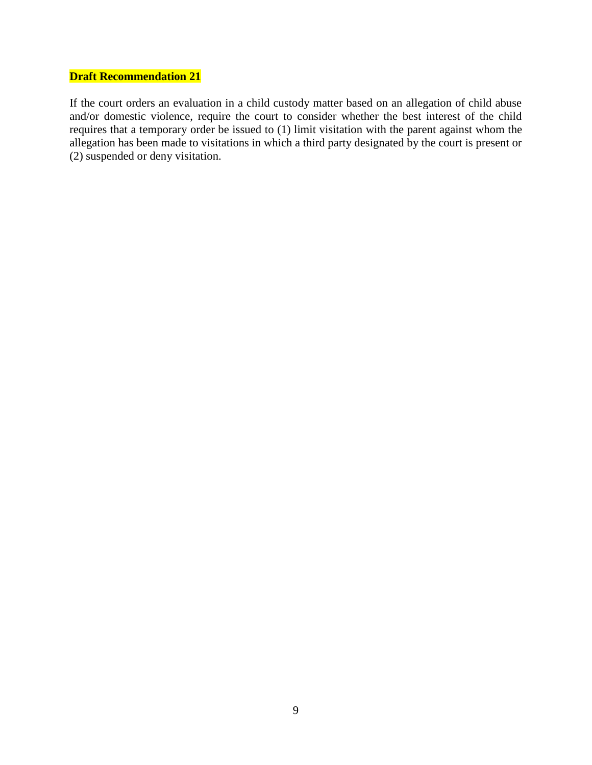**Draft Recommendation 21**

If the court orders an evaluation in a child custody matter based on an allegation of child abuse and/or domestic violence, require the court to consider whether the best interest of the child requires that a temporary order be issued to (1) limit visitation with the parent against whom the allegation has been made to visitations in which a third party designated by the court is present or (2) suspended or deny visitation.